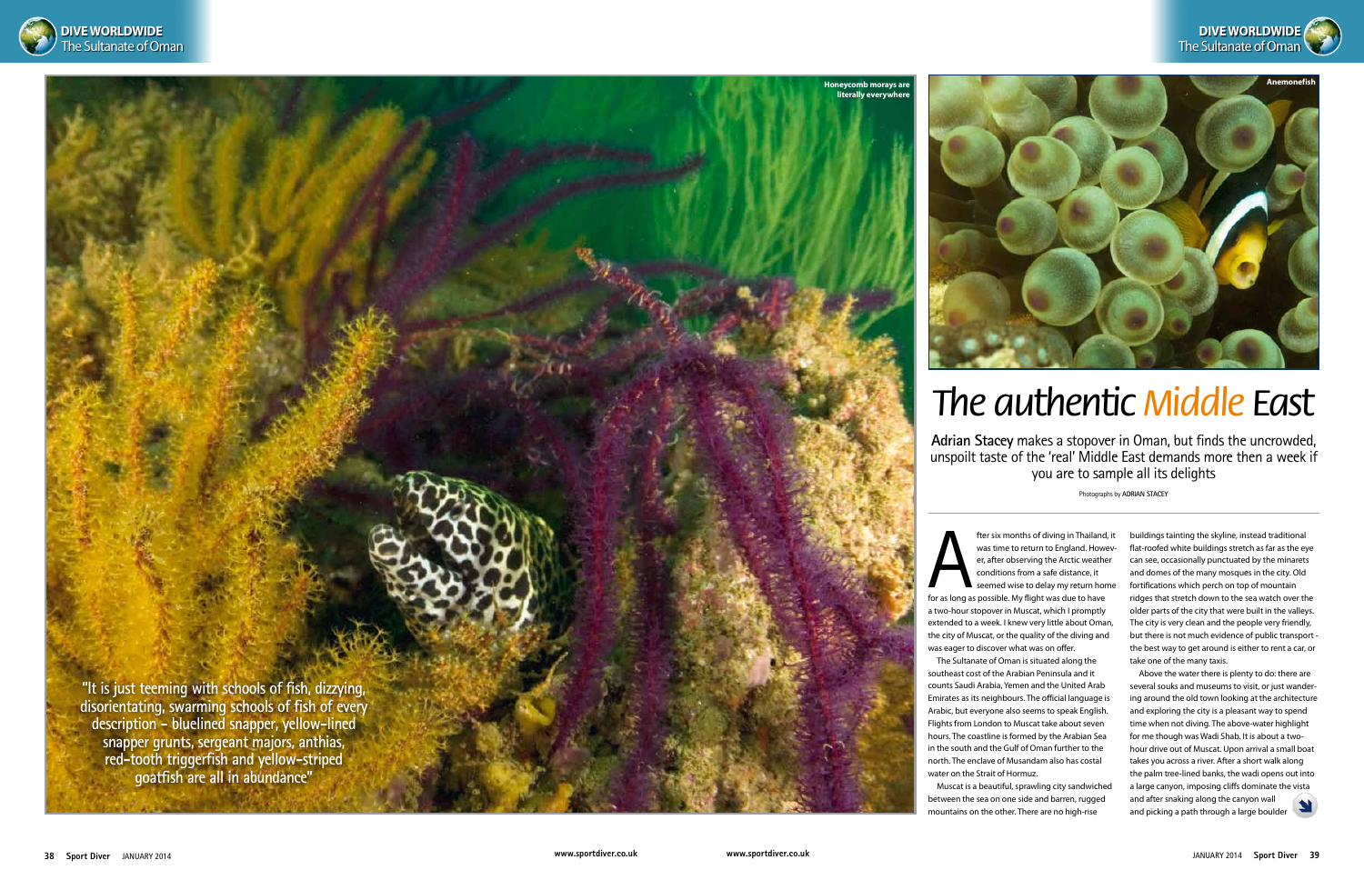Honeycomb morays are literally everywhere

"It is just teeming with schools of fish, dizzying, disorientating, swarming schools of fish of every description – bluelined snapper, yellow-lined snapper grunts, sergeant majors, anthias, red-tooth triggerfish and yellow-striped goatfish are all in abundance"

Anemonefish

# The authentic Middle East

**Adrian Stacey** makes a stopover in Oman, but finds the uncrowded, unspoilt taste of the 'real' Middle East demands more then a week if you are to sample all its delights

Photographs by ADRIAN STACEY

After six months of diving in Thailand, it was time to return to England. However, after observing the Arctic weather conditions from a safe distance, it seemed wise to delay my return home for as long as possible. My flight was due to have a two-hour stopover in Muscat, which I promptly extended to a week. I knew very little about Oman, the city of Muscat, or the quality of the diving and was eager to discover what was on offer.

The Sultanate of Oman is situated along the southeast cost of the Arabian Peninsula and it counts Saudi Arabia, Yemen and the United Arab Emirates as its neighbours. The official language is Arabic, but everyone also seems to speak English. Flights from London to Muscat take about seven hours. The coastline is formed by the Arabian Sea in the south and the Gulf of Oman further to the north. The enclave of Musandam also has costal water on the Strait of Hormuz.

Muscat is a beautiful, sprawling city sandwiched between the sea on one side and barren, rugged mountains on the other. There are no high-rise buildings tainting the skyline, instead traditional flat-roofed white buildings stretch as far as the eye can see, occasionally punctuated by the minarets and domes of the many mosques in the city. Old fortifications which perch on top of mountain ridges that stretch down to the sea watch over the older parts of the city that were built in the valleys. The city is very clean and the people very friendly, but there is not much evidence of public transport - the best way to get around is either to rent a car, or take one of the many taxis.

Above the water there is plenty to do: there are several souks and museums to visit, or just wandering around the old town looking at the architecture and exploring the city is a pleasant way to spend time when not diving. The above-water highlight for me though was Wadi Shab. It is about a two-hour drive out of Muscat. Upon arrival a small boat takes you across a river. After a short walk along the palm tree-lined banks, the wadi opens out into a large canyon, imposing cliffs dominate the vista and after snaking along the canyon wall and picking a path through a large boulder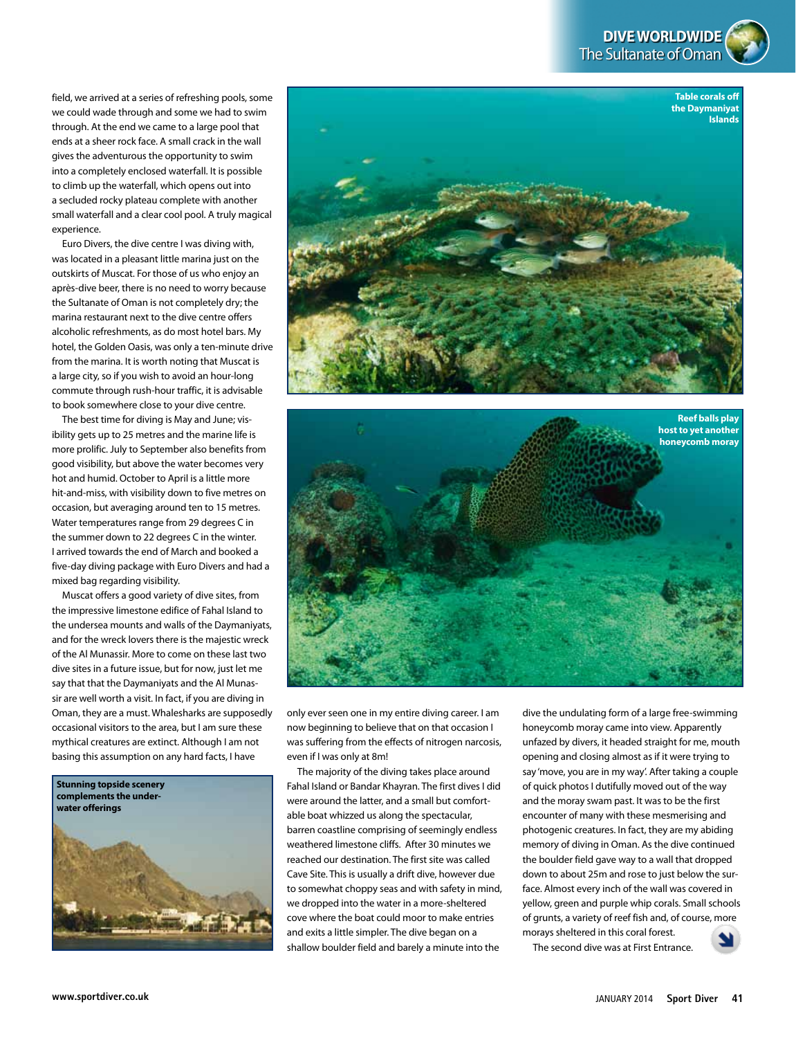field, we arrived at a series of refreshing pools, some we could wade through and some we had to swim through. At the end we came to a large pool that ends at a sheer rock face. A small crack in the wall gives the adventurous the opportunity to swim into a completely enclosed waterfall. It is possible to climb up the waterfall, which opens out into a secluded rocky plateau complete with another small waterfall and a clear cool pool. A truly magical experience.

Euro Divers, the dive centre I was diving with, was located in a pleasant little marina just on the outskirts of Muscat. For those of us who enjoy an après-dive beer, there is no need to worry because the Sultanate of Oman is not completely dry; the marina restaurant next to the dive centre offers alcoholic refreshments, as do most hotel bars. My hotel, the Golden Oasis, was only a ten-minute drive from the marina. It is worth noting that Muscat is a large city, so if you wish to avoid an hour-long commute through rush-hour traffic, it is advisable to book somewhere close to your dive centre.

The best time for diving is May and June; visibility gets up to 25 metres and the marine life is more prolific. July to September also benefits from good visibility, but above the water becomes very hot and humid. October to April is a little more hit-and-miss, with visibility down to five metres on occasion, but averaging around ten to 15 metres. Water temperatures range from 29 degrees C in the summer down to 22 degrees C in the winter. I arrived towards the end of March and booked a five-day diving package with Euro Divers and had a mixed bag regarding visibility.

Muscat offers a good variety of dive sites, from the impressive limestone edifice of Fahal Island to the undersea mounts and walls of the Daymaniyats, and for the wreck lovers there is the majestic wreck of the Al Munassir. More to come on these last two dive sites in a future issue, but for now, just let me say that the Daymaniyats and the Al Munassir are well worth a visit. In fact, if you are diving in Oman, they are a must. Whalesharks are supposedly occasional visitors to the area, but I am sure these mythical creatures are extinct. Although I am not basing this assumption on any hard facts, I have only ever seen one in my entire diving career. I am now beginning to believe that on that occasion I was suffering from the effects of nitrogen narcosis, even if I was only at 8m!

The majority of the diving takes place around Fahal Island or Bandar Khayran. The first dives I did were around the latter, and a small but comfortable boat whizzed us along the spectacular, barren coastline comprising of seemingly endless weathered limestone cliffs. After 30 minutes we reached our destination. The first site was called Cave Site. This is usually a drift dive, however due to somewhat choppy seas and with safety in mind, we dropped into the water in a more-sheltered cove where the boat could moor to make entries and exits a little simpler. The dive began on a shallow boulder field and barely a minute into the dive the undulating form of a large free-swimming honeycomb moray came into view. Apparently unfazed by divers, it headed straight for me, mouth opening and closing almost as if it were trying to say 'move, you are in my way'. After taking a couple of quick photos I dutifully moved out of the way and the moray swam past. It was to be the first encounter of many with these mesmerising and photogenic creatures. In fact, they are my abiding memory of diving in Oman. As the dive continued the boulder field gave way to a wall that dropped down to about 25m and rose to just below the surface. Almost every inch of the wall was covered in yellow, green and purple whip corals. Small schools of grunts, a variety of reef fish and, of course, more morays sheltered in this coral forest.

The second dive was at First Entrance.

**Table corals off the Daymaniyat Islands**

**Reef balls play host to yet another honeycomb moray**

**Stunning topside scenery complements the underwater offerings**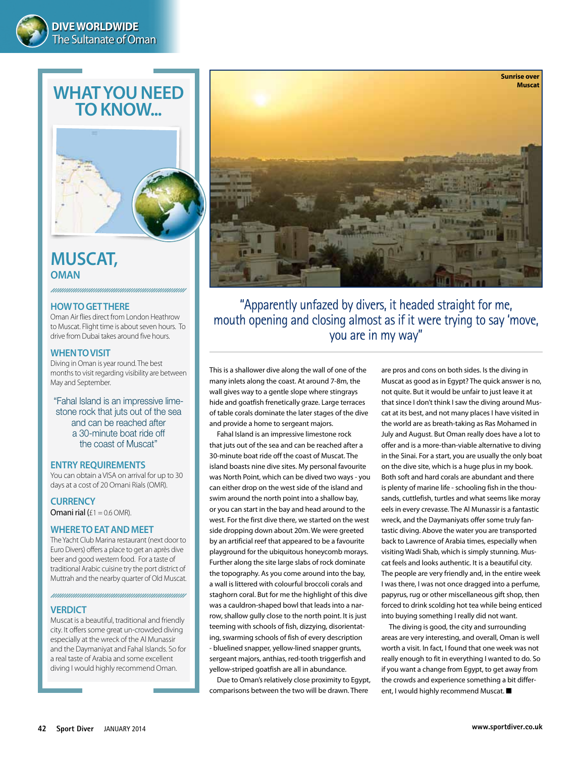# WHAT YOU NEED TO KNOW...

## MUSCAT, OMAN

### HOW TO GET THERE

Oman Air flies direct from London Heathrow to Muscat. Flight time is about seven hours. To drive from Dubai takes around five hours.

### WHEN TO VISIT

Diving in Oman is year round. The best months to visit regarding visibility are between May and September.

"Fahal Island is an impressive limestone rock that juts out of the sea and can be reached after a 30-minute boat ride off the coast of Muscat"

### ENTRY REQUIREMENTS

You can obtain a VISA on arrival for up to 30 days at a cost of 20 Omani Rials (OMR).

### CURRENCY

Omani rial (£1 = 0.6 OMR).

### WHERE TO EAT AND MEET

The Yacht Club Marina restaurant (next door to Euro Divers) offers a place to get an après dive beer and good western food. For a taste of traditional Arabic cuisine try the port district of Muttrah and the nearby quarter of Old Muscat.

### VERDICT

Muscat is a beautiful, traditional and friendly city. It offers some great un-crowded diving especially at the wreck of the Al Munassir and the Daymaniyat and Fahal Islands. So for a real taste of Arabia and some excellent diving I would highly recommend Oman.

---

Sunrise over Muscat

"Apparently unfazed by divers, it headed straight for me, mouth opening and closing almost as if it were trying to say 'move, you are in my way"

This is a shallower dive along the wall of one of the many inlets along the coast. At around 7-8m, the wall gives way to a gentle slope where stingrays hide and goatfish frenetically graze. Large terraces of table corals dominate the later stages of the dive and provide a home to sergeant majors.

Fahal Island is an impressive limestone rock that juts out of the sea and can be reached after a 30-minute boat ride off the coast of Muscat. The island boasts nine dive sites. My personal favourite was North Point, which can be dived two ways - you can either drop on the west side of the island and swim around the north point into a shallow bay, or you can start in the bay and head around to the west. For the first dive there, we started on the west side dropping down about 20m. We were greeted by an artificial reef that appeared to be a favourite playground for the ubiquitous honeycomb morays. Further along the site large slabs of rock dominate the topography. As you come around into the bay, a wall is littered with colourful broccoli corals and staghorn coral. But for me the highlight of this dive was a cauldron-shaped bowl that leads into a narrow, shallow gully close to the north point. It is just teeming with schools of fish, dizzying, disorientating, swarming schools of fish of every description - bluelined snapper, yellow-lined snapper grunts, sergeant majors, anthias, red-tooth triggerfish and yellow-striped goatfish are all in abundance.

Due to Oman's relatively close proximity to Egypt, comparisons between the two will be drawn. There are pros and cons on both sides. Is the diving in Muscat as good as in Egypt? The quick answer is no, not quite. But it would be unfair to just leave it at that since I don't think I saw the diving around Muscat at its best, and not many places I have visited in the world are as breath-taking as Ras Mohamed in July and August. But Oman really does have a lot to offer and is a more-than-viable alternative to diving in the Sinai. For a start, you are usually the only boat on the dive site, which is a huge plus in my book. Both soft and hard corals are abundant and there is plenty of marine life - schooling fish in the thousands, cuttlefish, turtles and what seems like moray eels in every crevasse. The Al Munassir is a fantastic wreck, and the Daymaniyats offer some truly fantastic diving. Above the water you are transported back to Lawrence of Arabia times, especially when visiting Wadi Shab, which is simply stunning. Muscat feels and looks authentic. It is a beautiful city. The people are very friendly and, in the entire week I was there, I was not once dragged into a perfume, papyrus, rug or other miscellaneous gift shop, then forced to drink scolding hot tea while being enticed into buying something I really did not want.

The diving is good, the city and surrounding areas are very interesting, and overall, Oman is well worth a visit. In fact, I found that one week was not really enough to fit in everything I wanted to do. So if you want a change from Egypt, to get away from the crowds and experience something a bit different, I would highly recommend Muscat. ■